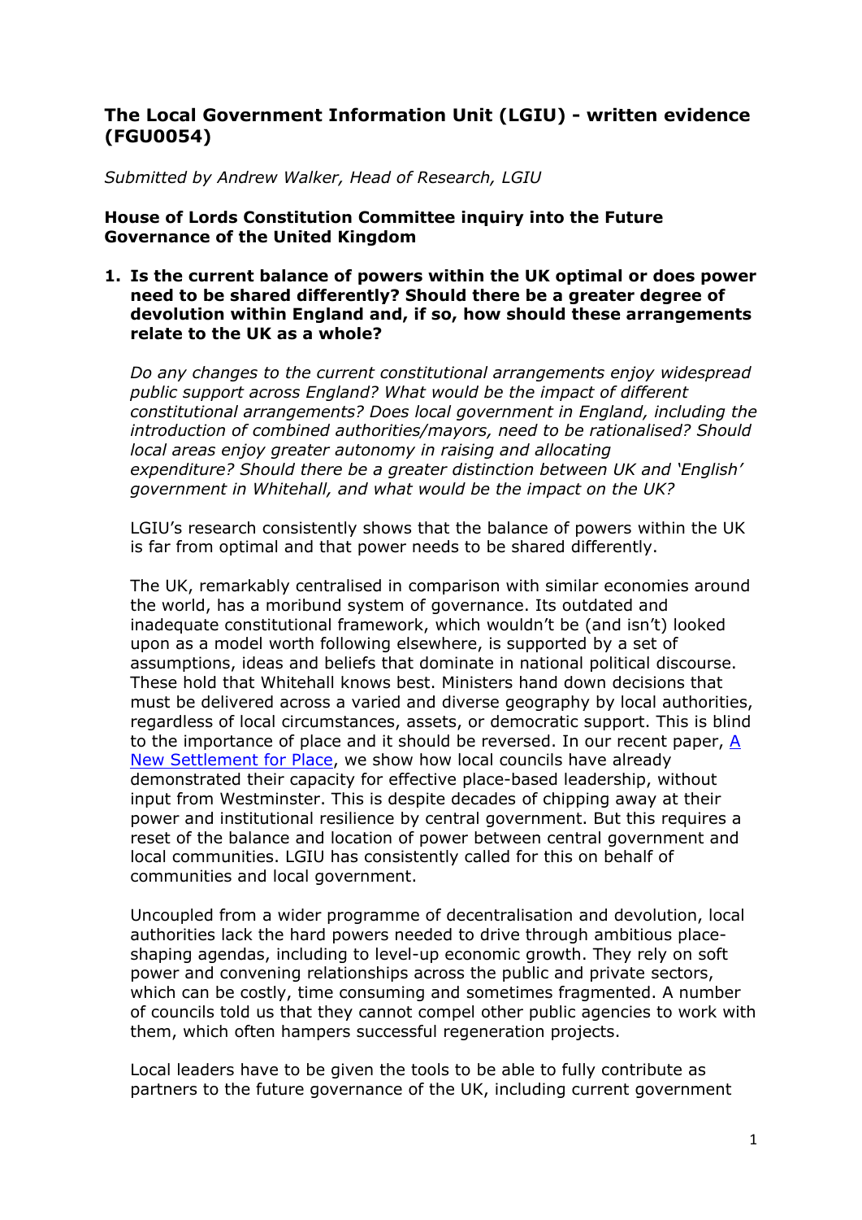# The Local Government Information Unit (LGIU) - written evidence (FGU0054)

*Submitted by Andrew Walker, Head of Research, LGIU*

**House of Lords Constitution Committee inquiry into the Future Governance of the United Kingdom**

1. **Is the current balance of powers within the UK optimal or does power need to be shared differently? Should there be a greater degree of devolution within England and, if so, how should these arrangements relate to the UK as a whole?**

   *Do any changes to the current constitutional arrangements enjoy widespread public support across England? What would be the impact of different constitutional arrangements? Does local government in England, including the introduction of combined authorities/mayors, need to be rationalised? Should local areas enjoy greater autonomy in raising and allocating expenditure? Should there be a greater distinction between UK and 'English' government in Whitehall, and what would be the impact on the UK?*

   LGIU's research consistently shows that the balance of powers within the UK is far from optimal and that power needs to be shared differently.

   The UK, remarkably centralised in comparison with similar economies around the world, has a moribund system of governance. Its outdated and inadequate constitutional framework, which wouldn't be (and isn't) looked upon as a model worth following elsewhere, is supported by a set of assumptions, ideas and beliefs that dominate in national political discourse. These hold that Whitehall knows best. Ministers hand down decisions that must be delivered across a varied and diverse geography by local authorities, regardless of local circumstances, assets, or democratic support. This is blind to the importance of place and it should be reversed. In our recent paper, [A New Settlement for Place](), we show how local councils have already demonstrated their capacity for effective place-based leadership, without input from Westminster. This is despite decades of chipping away at their power and institutional resilience by central government. But this requires a reset of the balance and location of power between central government and local communities. LGIU has consistently called for this on behalf of communities and local government.

   Uncoupled from a wider programme of decentralisation and devolution, local authorities lack the hard powers needed to drive through ambitious place-shaping agendas, including to level-up economic growth. They rely on soft power and convening relationships across the public and private sectors, which can be costly, time consuming and sometimes fragmented. A number of councils told us that they cannot compel other public agencies to work with them, which often hampers successful regeneration projects.

   Local leaders have to be given the tools to be able to fully contribute as partners to the future governance of the UK, including current government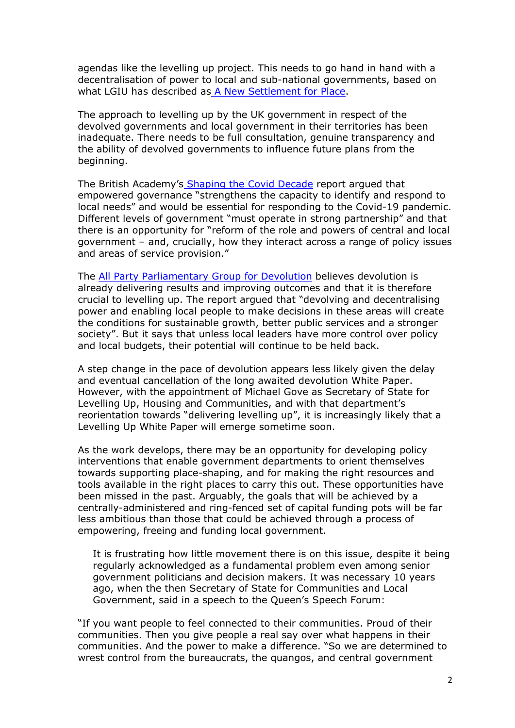agendas like the levelling up project. This needs to go hand in hand with a decentralisation of power to local and sub-national governments, based on what LGIU has described as A New Settlement for Place.

The approach to levelling up by the UK government in respect of the devolved governments and local government in their territories has been inadequate. There needs to be full consultation, genuine transparency and the ability of devolved governments to influence future plans from the beginning.

The British Academy's Shaping the Covid Decade report argued that empowered governance "strengthens the capacity to identify and respond to local needs" and would be essential for responding to the Covid-19 pandemic. Different levels of government "must operate in strong partnership" and that there is an opportunity for "reform of the role and powers of central and local government – and, crucially, how they interact across a range of policy issues and areas of service provision."

The All Party Parliamentary Group for Devolution believes devolution is already delivering results and improving outcomes and that it is therefore crucial to levelling up. The report argued that "devolving and decentralising power and enabling local people to make decisions in these areas will create the conditions for sustainable growth, better public services and a stronger society". But it says that unless local leaders have more control over policy and local budgets, their potential will continue to be held back.

A step change in the pace of devolution appears less likely given the delay and eventual cancellation of the long awaited devolution White Paper. However, with the appointment of Michael Gove as Secretary of State for Levelling Up, Housing and Communities, and with that department's reorientation towards "delivering levelling up", it is increasingly likely that a Levelling Up White Paper will emerge sometime soon.

As the work develops, there may be an opportunity for developing policy interventions that enable government departments to orient themselves towards supporting place-shaping, and for making the right resources and tools available in the right places to carry this out. These opportunities have been missed in the past. Arguably, the goals that will be achieved by a centrally-administered and ring-fenced set of capital funding pots will be far less ambitious than those that could be achieved through a process of empowering, freeing and funding local government.

> It is frustrating how little movement there is on this issue, despite it being regularly acknowledged as a fundamental problem even among senior government politicians and decision makers. It was necessary 10 years ago, when the then Secretary of State for Communities and Local Government, said in a speech to the Queen's Speech Forum:

"If you want people to feel connected to their communities. Proud of their communities. Then you give people a real say over what happens in their communities. And the power to make a difference. "So we are determined to wrest control from the bureaucrats, the quangos, and central government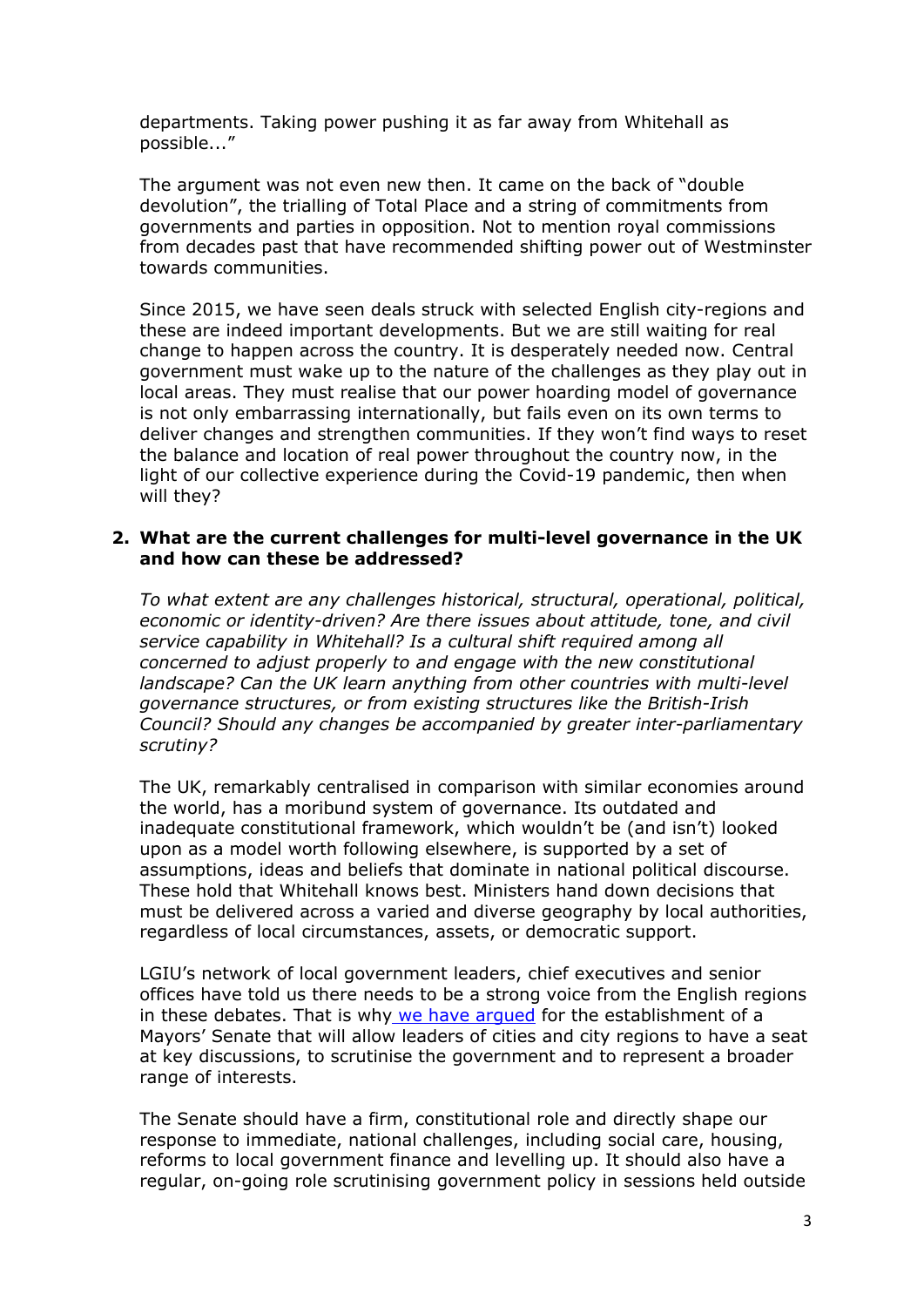departments. Taking power pushing it as far away from Whitehall as possible..."

The argument was not even new then. It came on the back of "double devolution", the trialling of Total Place and a string of commitments from governments and parties in opposition. Not to mention royal commissions from decades past that have recommended shifting power out of Westminster towards communities.

Since 2015, we have seen deals struck with selected English city-regions and these are indeed important developments. But we are still waiting for real change to happen across the country. It is desperately needed now. Central government must wake up to the nature of the challenges as they play out in local areas. They must realise that our power hoarding model of governance is not only embarrassing internationally, but fails even on its own terms to deliver changes and strengthen communities. If they won't find ways to reset the balance and location of real power throughout the country now, in the light of our collective experience during the Covid-19 pandemic, then when will they?

2. **What are the current challenges for multi-level governance in the UK and how can these be addressed?**

*To what extent are any challenges historical, structural, operational, political, economic or identity-driven? Are there issues about attitude, tone, and civil service capability in Whitehall? Is a cultural shift required among all concerned to adjust properly to and engage with the new constitutional landscape? Can the UK learn anything from other countries with multi-level governance structures, or from existing structures like the British-Irish Council? Should any changes be accompanied by greater inter-parliamentary scrutiny?*

The UK, remarkably centralised in comparison with similar economies around the world, has a moribund system of governance. Its outdated and inadequate constitutional framework, which wouldn't be (and isn't) looked upon as a model worth following elsewhere, is supported by a set of assumptions, ideas and beliefs that dominate in national political discourse. These hold that Whitehall knows best. Ministers hand down decisions that must be delivered across a varied and diverse geography by local authorities, regardless of local circumstances, assets, or democratic support.

LGIU's network of local government leaders, chief executives and senior offices have told us there needs to be a strong voice from the English regions in these debates. That is why we have argued for the establishment of a Mayors' Senate that will allow leaders of cities and city regions to have a seat at key discussions, to scrutinise the government and to represent a broader range of interests.

The Senate should have a firm, constitutional role and directly shape our response to immediate, national challenges, including social care, housing, reforms to local government finance and levelling up. It should also have a regular, on-going role scrutinising government policy in sessions held outside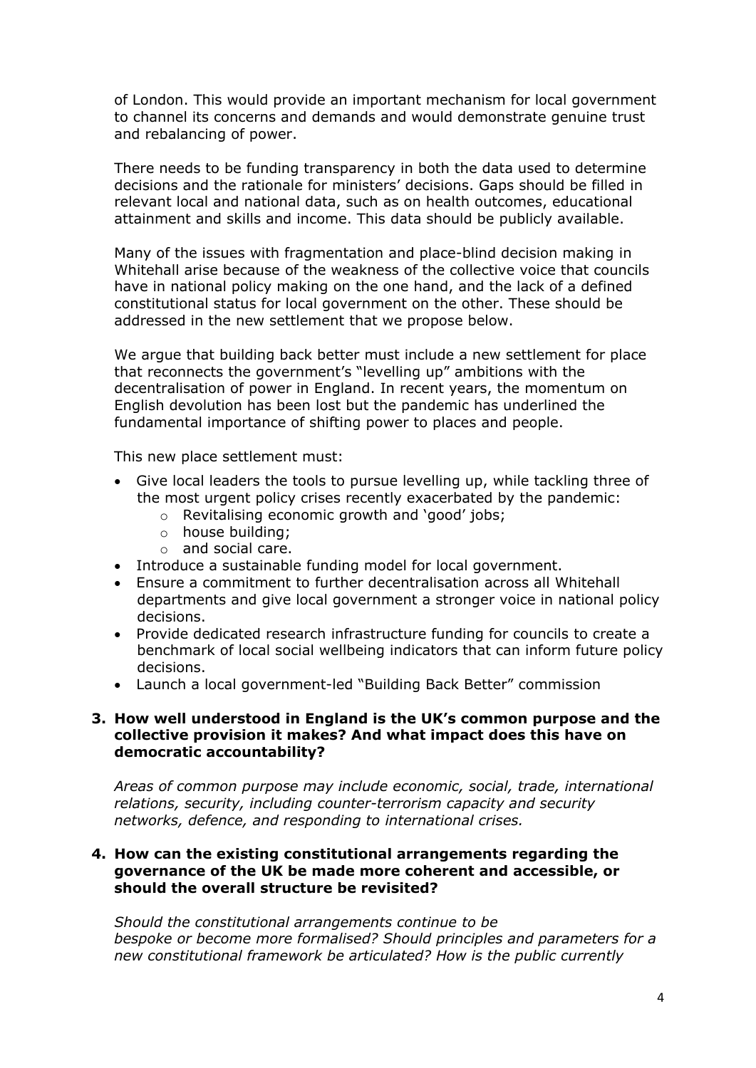of London. This would provide an important mechanism for local government to channel its concerns and demands and would demonstrate genuine trust and rebalancing of power.

There needs to be funding transparency in both the data used to determine decisions and the rationale for ministers' decisions. Gaps should be filled in relevant local and national data, such as on health outcomes, educational attainment and skills and income. This data should be publicly available.

Many of the issues with fragmentation and place-blind decision making in Whitehall arise because of the weakness of the collective voice that councils have in national policy making on the one hand, and the lack of a defined constitutional status for local government on the other. These should be addressed in the new settlement that we propose below.

We argue that building back better must include a new settlement for place that reconnects the government's "levelling up" ambitions with the decentralisation of power in England. In recent years, the momentum on English devolution has been lost but the pandemic has underlined the fundamental importance of shifting power to places and people.

This new place settlement must:

- Give local leaders the tools to pursue levelling up, while tackling three of the most urgent policy crises recently exacerbated by the pandemic:
    - Revitalising economic growth and 'good' jobs;
    - house building;
    - and social care.
- Introduce a sustainable funding model for local government.
- Ensure a commitment to further decentralisation across all Whitehall departments and give local government a stronger voice in national policy decisions.
- Provide dedicated research infrastructure funding for councils to create a benchmark of local social wellbeing indicators that can inform future policy decisions.
- Launch a local government-led "Building Back Better" commission

**3. How well understood in England is the UK's common purpose and the collective provision it makes? And what impact does this have on democratic accountability?**

*Areas of common purpose may include economic, social, trade, international relations, security, including counter-terrorism capacity and security networks, defence, and responding to international crises.*

**4. How can the existing constitutional arrangements regarding the governance of the UK be made more coherent and accessible, or should the overall structure be revisited?**

*Should the constitutional arrangements continue to be bespoke or become more formalised? Should principles and parameters for a new constitutional framework be articulated? How is the public currently*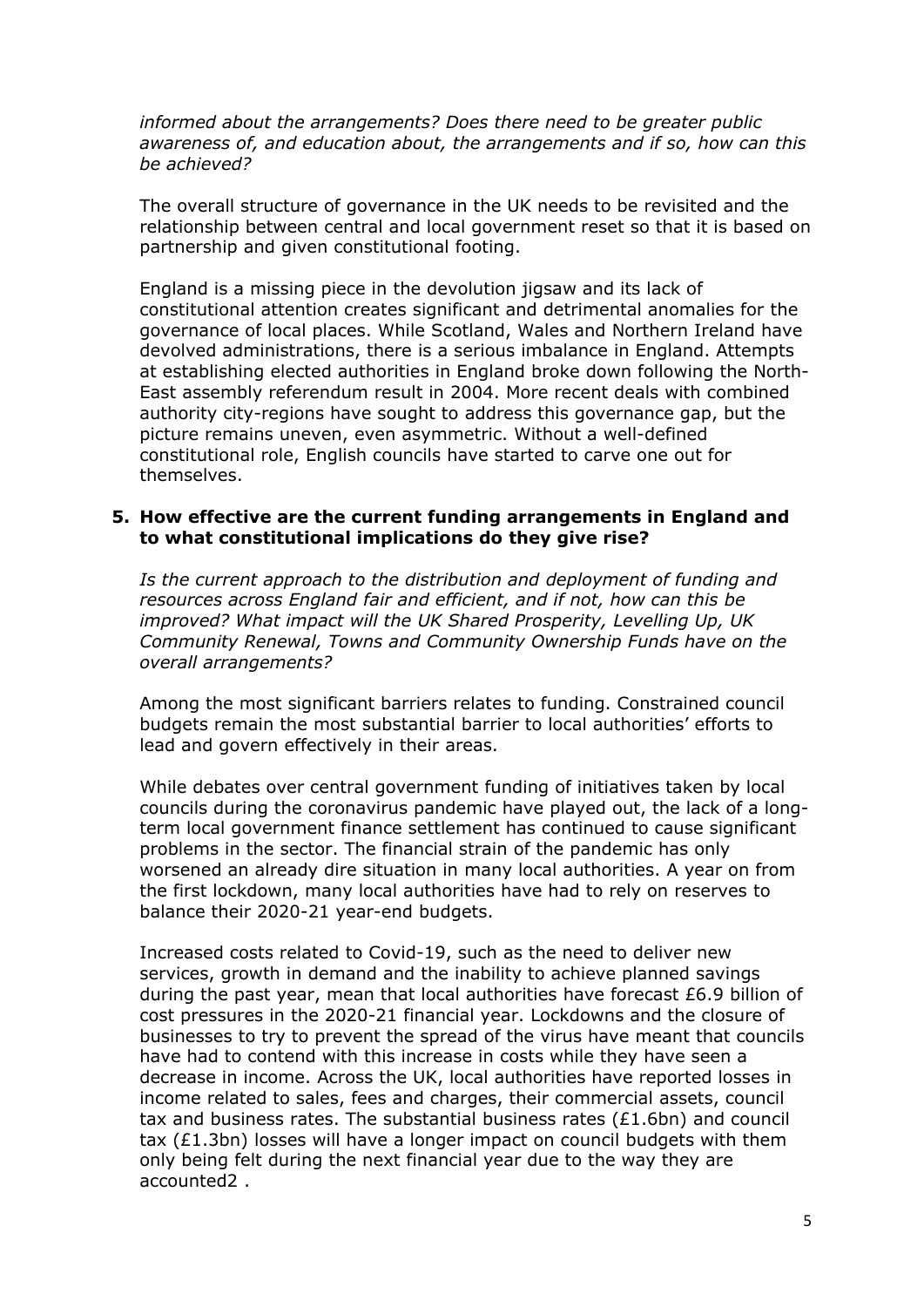*informed about the arrangements? Does there need to be greater public awareness of, and education about, the arrangements and if so, how can this be achieved?*

The overall structure of governance in the UK needs to be revisited and the relationship between central and local government reset so that it is based on partnership and given constitutional footing.

England is a missing piece in the devolution jigsaw and its lack of constitutional attention creates significant and detrimental anomalies for the governance of local places. While Scotland, Wales and Northern Ireland have devolved administrations, there is a serious imbalance in England. Attempts at establishing elected authorities in England broke down following the North-East assembly referendum result in 2004. More recent deals with combined authority city-regions have sought to address this governance gap, but the picture remains uneven, even asymmetric. Without a well-defined constitutional role, English councils have started to carve one out for themselves.

**5. How effective are the current funding arrangements in England and to what constitutional implications do they give rise?**

*Is the current approach to the distribution and deployment of funding and resources across England fair and efficient, and if not, how can this be improved? What impact will the UK Shared Prosperity, Levelling Up, UK Community Renewal, Towns and Community Ownership Funds have on the overall arrangements?*

Among the most significant barriers relates to funding. Constrained council budgets remain the most substantial barrier to local authorities' efforts to lead and govern effectively in their areas.

While debates over central government funding of initiatives taken by local councils during the coronavirus pandemic have played out, the lack of a long-term local government finance settlement has continued to cause significant problems in the sector. The financial strain of the pandemic has only worsened an already dire situation in many local authorities. A year on from the first lockdown, many local authorities have had to rely on reserves to balance their 2020-21 year-end budgets.

Increased costs related to Covid-19, such as the need to deliver new services, growth in demand and the inability to achieve planned savings during the past year, mean that local authorities have forecast £6.9 billion of cost pressures in the 2020-21 financial year. Lockdowns and the closure of businesses to try to prevent the spread of the virus have meant that councils have had to contend with this increase in costs while they have seen a decrease in income. Across the UK, local authorities have reported losses in income related to sales, fees and charges, their commercial assets, council tax and business rates. The substantial business rates (£1.6bn) and council tax (£1.3bn) losses will have a longer impact on council budgets with them only being felt during the next financial year due to the way they are accounted[2] .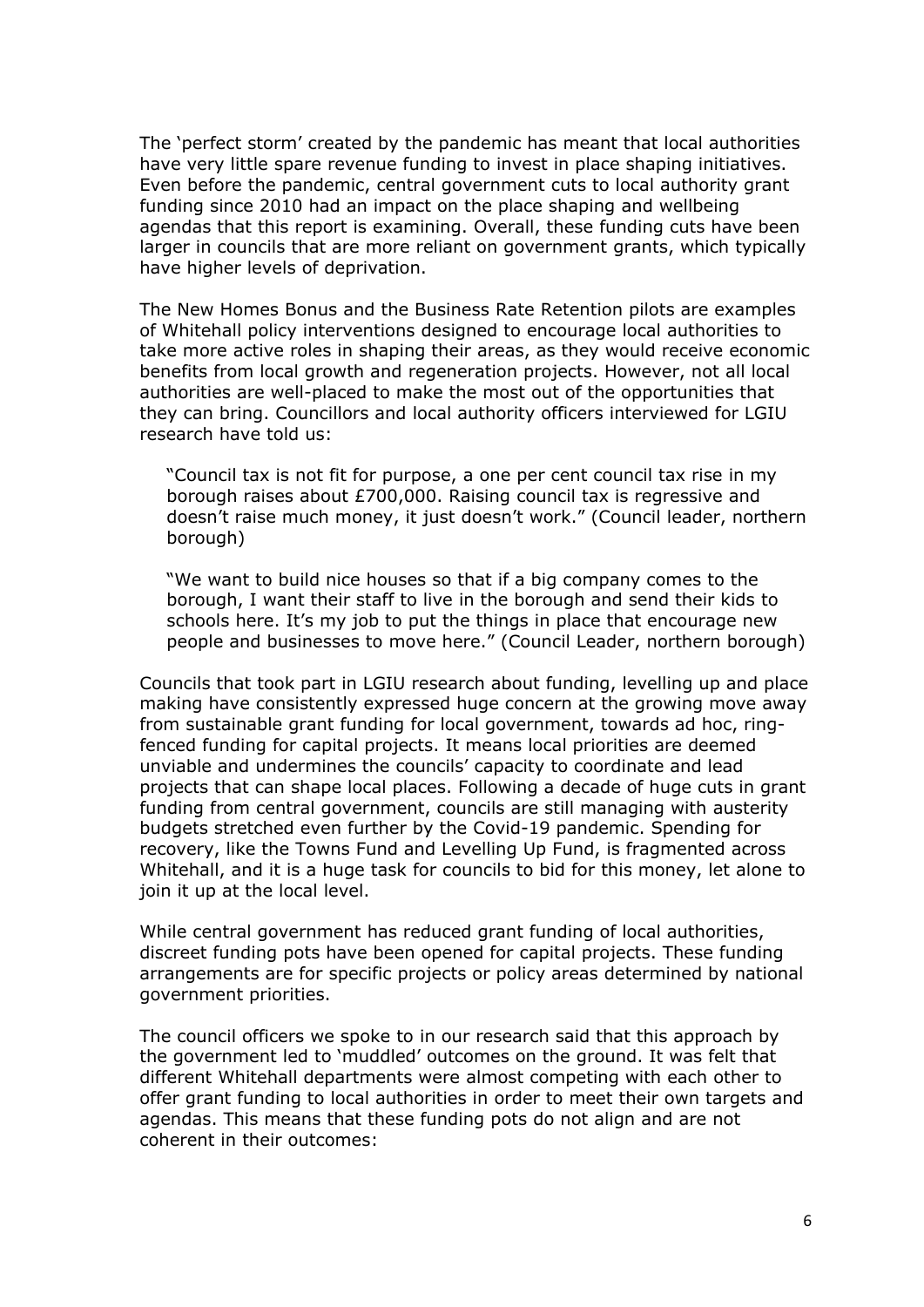The 'perfect storm' created by the pandemic has meant that local authorities have very little spare revenue funding to invest in place shaping initiatives. Even before the pandemic, central government cuts to local authority grant funding since 2010 had an impact on the place shaping and wellbeing agendas that this report is examining. Overall, these funding cuts have been larger in councils that are more reliant on government grants, which typically have higher levels of deprivation.

The New Homes Bonus and the Business Rate Retention pilots are examples of Whitehall policy interventions designed to encourage local authorities to take more active roles in shaping their areas, as they would receive economic benefits from local growth and regeneration projects. However, not all local authorities are well-placed to make the most out of the opportunities that they can bring. Councillors and local authority officers interviewed for LGIU research have told us:

> "Council tax is not fit for purpose, a one per cent council tax rise in my borough raises about £700,000. Raising council tax is regressive and doesn't raise much money, it just doesn't work." (Council leader, northern borough)

> "We want to build nice houses so that if a big company comes to the borough, I want their staff to live in the borough and send their kids to schools here. It's my job to put the things in place that encourage new people and businesses to move here." (Council Leader, northern borough)

Councils that took part in LGIU research about funding, levelling up and place making have consistently expressed huge concern at the growing move away from sustainable grant funding for local government, towards ad hoc, ring-fenced funding for capital projects. It means local priorities are deemed unviable and undermines the councils' capacity to coordinate and lead projects that can shape local places. Following a decade of huge cuts in grant funding from central government, councils are still managing with austerity budgets stretched even further by the Covid-19 pandemic. Spending for recovery, like the Towns Fund and Levelling Up Fund, is fragmented across Whitehall, and it is a huge task for councils to bid for this money, let alone to join it up at the local level.

While central government has reduced grant funding of local authorities, discreet funding pots have been opened for capital projects. These funding arrangements are for specific projects or policy areas determined by national government priorities.

The council officers we spoke to in our research said that this approach by the government led to 'muddled' outcomes on the ground. It was felt that different Whitehall departments were almost competing with each other to offer grant funding to local authorities in order to meet their own targets and agendas. This means that these funding pots do not align and are not coherent in their outcomes: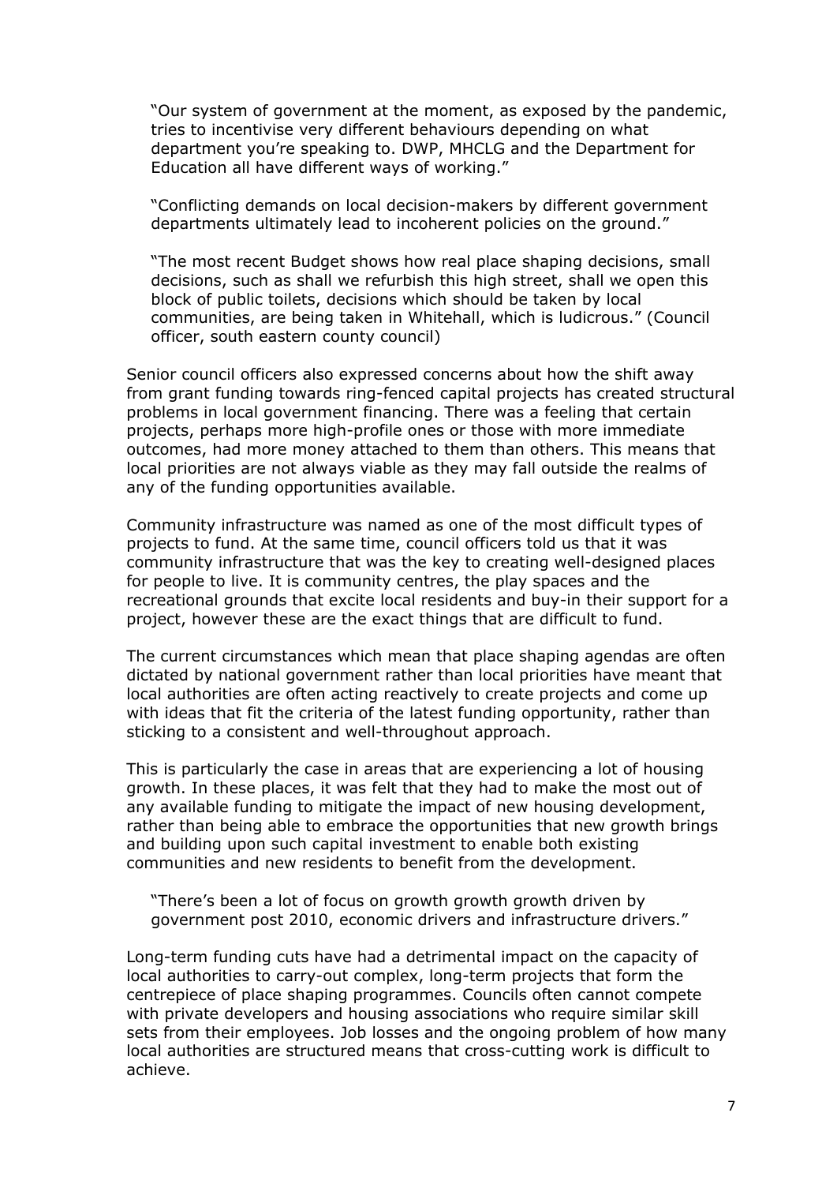> "Our system of government at the moment, as exposed by the pandemic, tries to incentivise very different behaviours depending on what department you're speaking to. DWP, MHCLG and the Department for Education all have different ways of working."

> "Conflicting demands on local decision-makers by different government departments ultimately lead to incoherent policies on the ground."

> "The most recent Budget shows how real place shaping decisions, small decisions, such as shall we refurbish this high street, shall we open this block of public toilets, decisions which should be taken by local communities, are being taken in Whitehall, which is ludicrous." (Council officer, south eastern county council)

Senior council officers also expressed concerns about how the shift away from grant funding towards ring-fenced capital projects has created structural problems in local government financing. There was a feeling that certain projects, perhaps more high-profile ones or those with more immediate outcomes, had more money attached to them than others. This means that local priorities are not always viable as they may fall outside the realms of any of the funding opportunities available.

Community infrastructure was named as one of the most difficult types of projects to fund. At the same time, council officers told us that it was community infrastructure that was the key to creating well-designed places for people to live. It is community centres, the play spaces and the recreational grounds that excite local residents and buy-in their support for a project, however these are the exact things that are difficult to fund.

The current circumstances which mean that place shaping agendas are often dictated by national government rather than local priorities have meant that local authorities are often acting reactively to create projects and come up with ideas that fit the criteria of the latest funding opportunity, rather than sticking to a consistent and well-throughout approach.

This is particularly the case in areas that are experiencing a lot of housing growth. In these places, it was felt that they had to make the most out of any available funding to mitigate the impact of new housing development, rather than being able to embrace the opportunities that new growth brings and building upon such capital investment to enable both existing communities and new residents to benefit from the development.

> "There's been a lot of focus on growth growth growth driven by government post 2010, economic drivers and infrastructure drivers."

Long-term funding cuts have had a detrimental impact on the capacity of local authorities to carry-out complex, long-term projects that form the centrepiece of place shaping programmes. Councils often cannot compete with private developers and housing associations who require similar skill sets from their employees. Job losses and the ongoing problem of how many local authorities are structured means that cross-cutting work is difficult to achieve.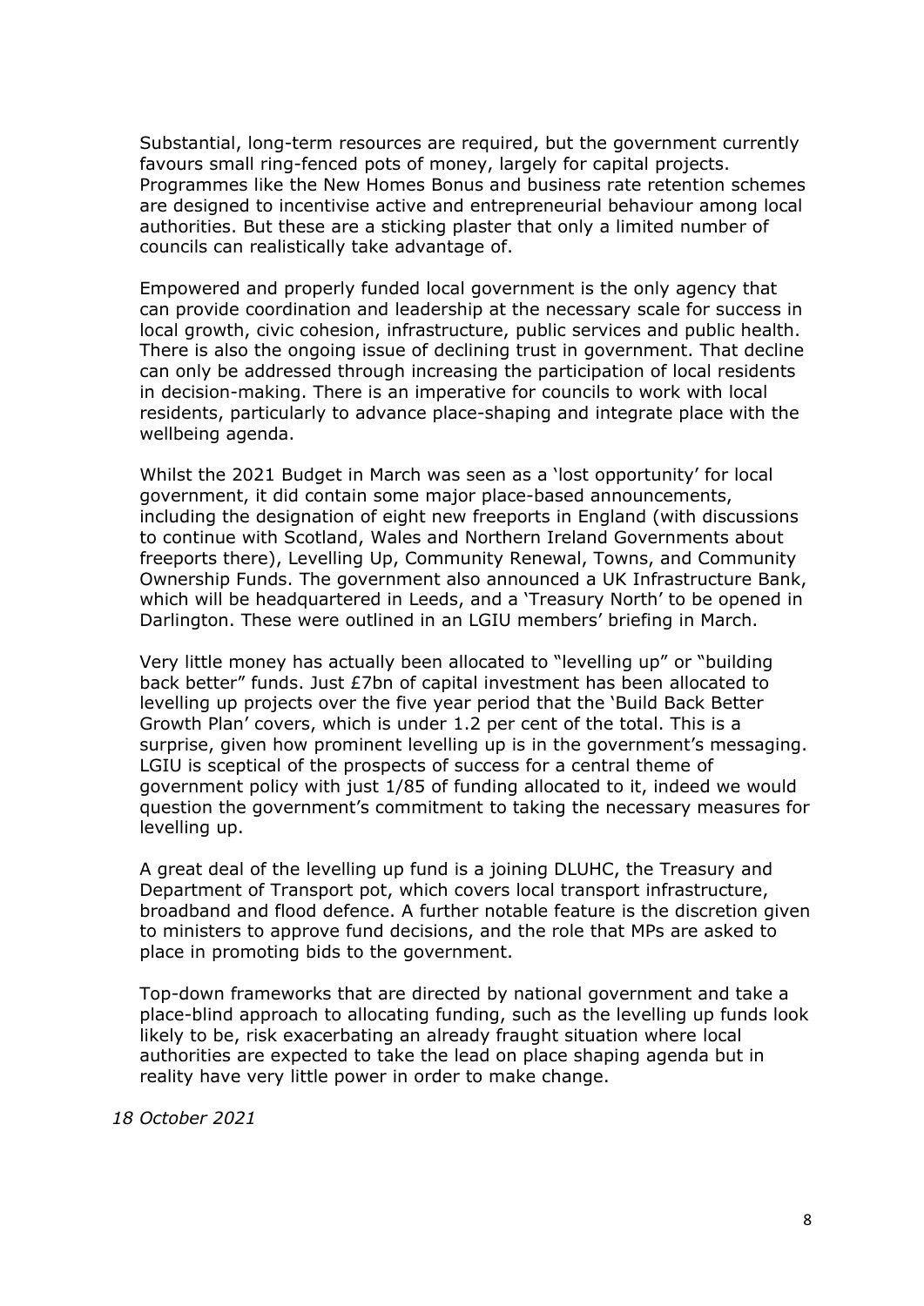Substantial, long-term resources are required, but the government currently favours small ring-fenced pots of money, largely for capital projects. Programmes like the New Homes Bonus and business rate retention schemes are designed to incentivise active and entrepreneurial behaviour among local authorities. But these are a sticking plaster that only a limited number of councils can realistically take advantage of.

Empowered and properly funded local government is the only agency that can provide coordination and leadership at the necessary scale for success in local growth, civic cohesion, infrastructure, public services and public health. There is also the ongoing issue of declining trust in government. That decline can only be addressed through increasing the participation of local residents in decision-making. There is an imperative for councils to work with local residents, particularly to advance place-shaping and integrate place with the wellbeing agenda.

Whilst the 2021 Budget in March was seen as a 'lost opportunity' for local government, it did contain some major place-based announcements, including the designation of eight new freeports in England (with discussions to continue with Scotland, Wales and Northern Ireland Governments about freeports there), Levelling Up, Community Renewal, Towns, and Community Ownership Funds. The government also announced a UK Infrastructure Bank, which will be headquartered in Leeds, and a 'Treasury North' to be opened in Darlington. These were outlined in an LGIU members' briefing in March.

Very little money has actually been allocated to "levelling up" or "building back better" funds. Just £7bn of capital investment has been allocated to levelling up projects over the five year period that the 'Build Back Better Growth Plan' covers, which is under 1.2 per cent of the total. This is a surprise, given how prominent levelling up is in the government's messaging. LGIU is sceptical of the prospects of success for a central theme of government policy with just 1/85 of funding allocated to it, indeed we would question the government's commitment to taking the necessary measures for levelling up.

A great deal of the levelling up fund is a joining DLUHC, the Treasury and Department of Transport pot, which covers local transport infrastructure, broadband and flood defence. A further notable feature is the discretion given to ministers to approve fund decisions, and the role that MPs are asked to place in promoting bids to the government.

Top-down frameworks that are directed by national government and take a place-blind approach to allocating funding, such as the levelling up funds look likely to be, risk exacerbating an already fraught situation where local authorities are expected to take the lead on place shaping agenda but in reality have very little power in order to make change.

*18 October 2021*